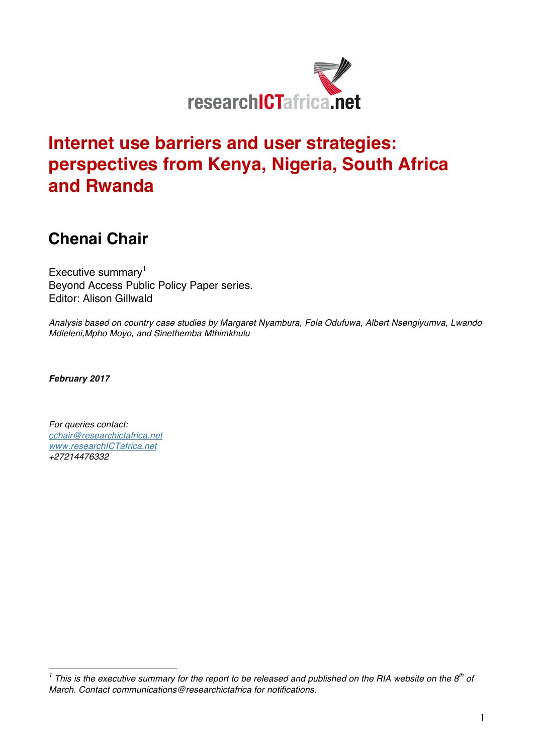# Internet use barriers and user strategies: perspectives from Kenya, Nigeria, South Africa and Rwanda

## Chenai Chair

Executive summary[1]
Beyond Access Public Policy Paper series.
Editor: Alison Gillwald

*Analysis based on country case studies by Margaret Nyambura, Fola Odufuwa, Albert Nsengiyumva, Lwando Mdleleni,Mpho Moyo, and Sinethemba Mthimkhulu*

***February 2017***

*For queries contact:*
*cchair@researchictafrica.net*
*www.researchICTafrica.net*
*+27214476332*

---

[1] *This is the executive summary for the report to be released and published on the RIA website on the 8th of March. Contact communications@researchictafrica for notifications.*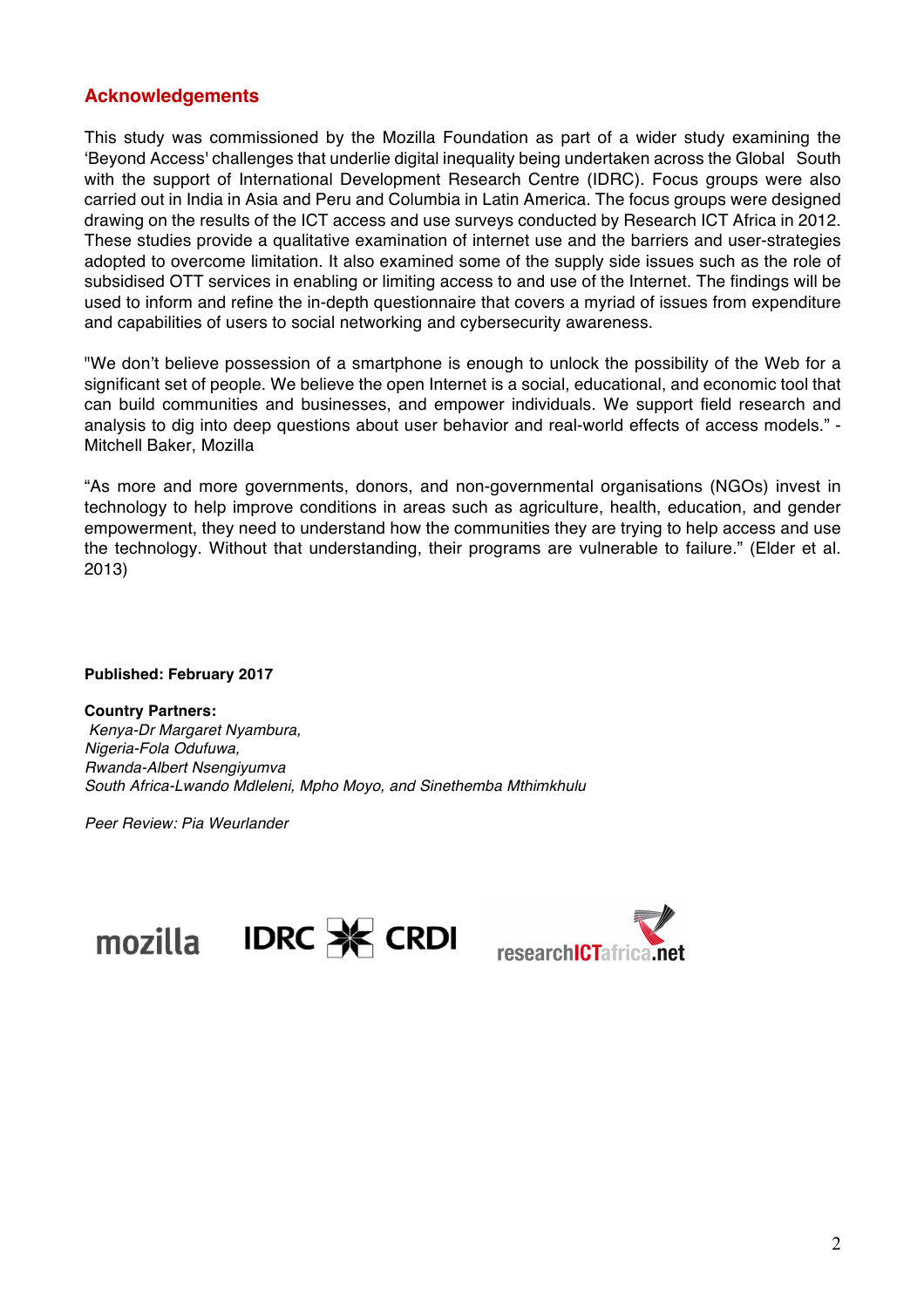## Acknowledgements

This study was commissioned by the Mozilla Foundation as part of a wider study examining the 'Beyond Access' challenges that underlie digital inequality being undertaken across the Global South with the support of International Development Research Centre (IDRC). Focus groups were also carried out in India in Asia and Peru and Columbia in Latin America. The focus groups were designed drawing on the results of the ICT access and use surveys conducted by Research ICT Africa in 2012. These studies provide a qualitative examination of internet use and the barriers and user-strategies adopted to overcome limitation. It also examined some of the supply side issues such as the role of subsidised OTT services in enabling or limiting access to and use of the Internet. The findings will be used to inform and refine the in-depth questionnaire that covers a myriad of issues from expenditure and capabilities of users to social networking and cybersecurity awareness.

"We don't believe possession of a smartphone is enough to unlock the possibility of the Web for a significant set of people. We believe the open Internet is a social, educational, and economic tool that can build communities and businesses, and empower individuals. We support field research and analysis to dig into deep questions about user behavior and real-world effects of access models." - Mitchell Baker, Mozilla

"As more and more governments, donors, and non-governmental organisations (NGOs) invest in technology to help improve conditions in areas such as agriculture, health, education, and gender empowerment, they need to understand how the communities they are trying to help access and use the technology. Without that understanding, their programs are vulnerable to failure." (Elder et al. 2013)

**Published: February 2017**

**Country Partners:**
*Kenya-Dr Margaret Nyambura,*
*Nigeria-Fola Odufuwa,*
*Rwanda-Albert Nsengiyumva*
*South Africa-Lwando Mdleleni, Mpho Moyo, and Sinethemba Mthimkhulu*

*Peer Review: Pia Weurlander*

mozilla IDRC CRDI researchICTafrica.net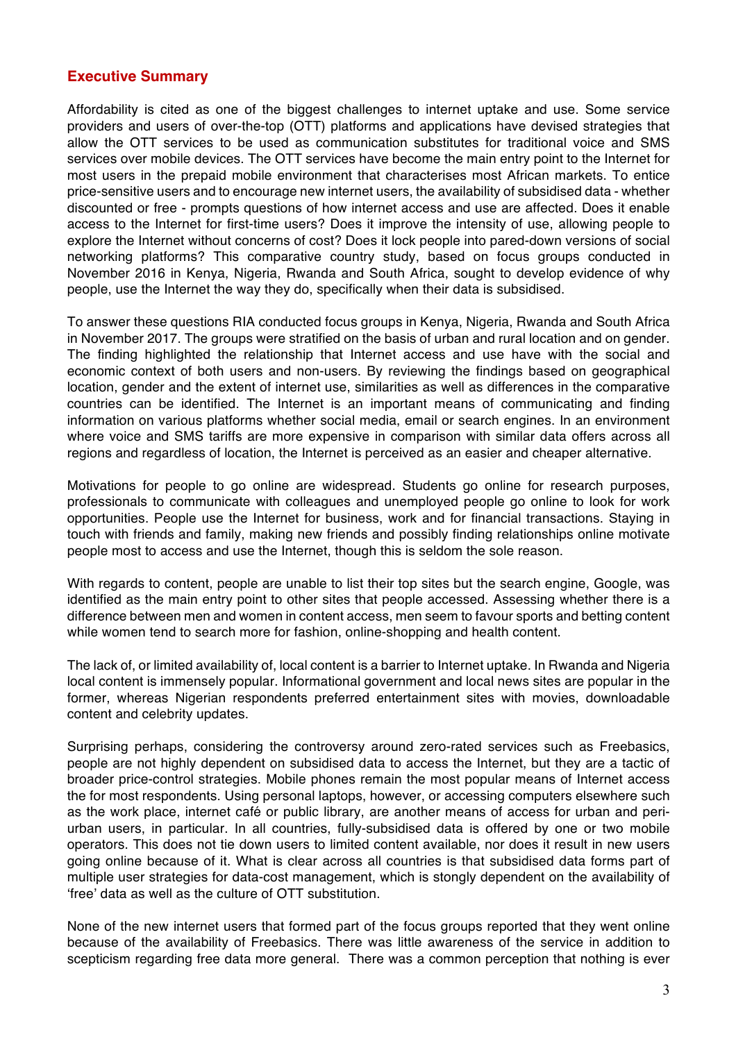## Executive Summary

Affordability is cited as one of the biggest challenges to internet uptake and use. Some service providers and users of over-the-top (OTT) platforms and applications have devised strategies that allow the OTT services to be used as communication substitutes for traditional voice and SMS services over mobile devices. The OTT services have become the main entry point to the Internet for most users in the prepaid mobile environment that characterises most African markets. To entice price-sensitive users and to encourage new internet users, the availability of subsidised data - whether discounted or free - prompts questions of how internet access and use are affected. Does it enable access to the Internet for first-time users? Does it improve the intensity of use, allowing people to explore the Internet without concerns of cost? Does it lock people into pared-down versions of social networking platforms? This comparative country study, based on focus groups conducted in November 2016 in Kenya, Nigeria, Rwanda and South Africa, sought to develop evidence of why people, use the Internet the way they do, specifically when their data is subsidised.

To answer these questions RIA conducted focus groups in Kenya, Nigeria, Rwanda and South Africa in November 2017. The groups were stratified on the basis of urban and rural location and on gender. The finding highlighted the relationship that Internet access and use have with the social and economic context of both users and non-users. By reviewing the findings based on geographical location, gender and the extent of internet use, similarities as well as differences in the comparative countries can be identified. The Internet is an important means of communicating and finding information on various platforms whether social media, email or search engines. In an environment where voice and SMS tariffs are more expensive in comparison with similar data offers across all regions and regardless of location, the Internet is perceived as an easier and cheaper alternative.

Motivations for people to go online are widespread. Students go online for research purposes, professionals to communicate with colleagues and unemployed people go online to look for work opportunities. People use the Internet for business, work and for financial transactions. Staying in touch with friends and family, making new friends and possibly finding relationships online motivate people most to access and use the Internet, though this is seldom the sole reason.

With regards to content, people are unable to list their top sites but the search engine, Google, was identified as the main entry point to other sites that people accessed. Assessing whether there is a difference between men and women in content access, men seem to favour sports and betting content while women tend to search more for fashion, online-shopping and health content.

The lack of, or limited availability of, local content is a barrier to Internet uptake. In Rwanda and Nigeria local content is immensely popular. Informational government and local news sites are popular in the former, whereas Nigerian respondents preferred entertainment sites with movies, downloadable content and celebrity updates.

Surprising perhaps, considering the controversy around zero-rated services such as Freebasics, people are not highly dependent on subsidised data to access the Internet, but they are a tactic of broader price-control strategies. Mobile phones remain the most popular means of Internet access the for most respondents. Using personal laptops, however, or accessing computers elsewhere such as the work place, internet café or public library, are another means of access for urban and peri-urban users, in particular. In all countries, fully-subsidised data is offered by one or two mobile operators. This does not tie down users to limited content available, nor does it result in new users going online because of it. What is clear across all countries is that subsidised data forms part of multiple user strategies for data-cost management, which is stongly dependent on the availability of 'free' data as well as the culture of OTT substitution.

None of the new internet users that formed part of the focus groups reported that they went online because of the availability of Freebasics. There was little awareness of the service in addition to scepticism regarding free data more general. There was a common perception that nothing is ever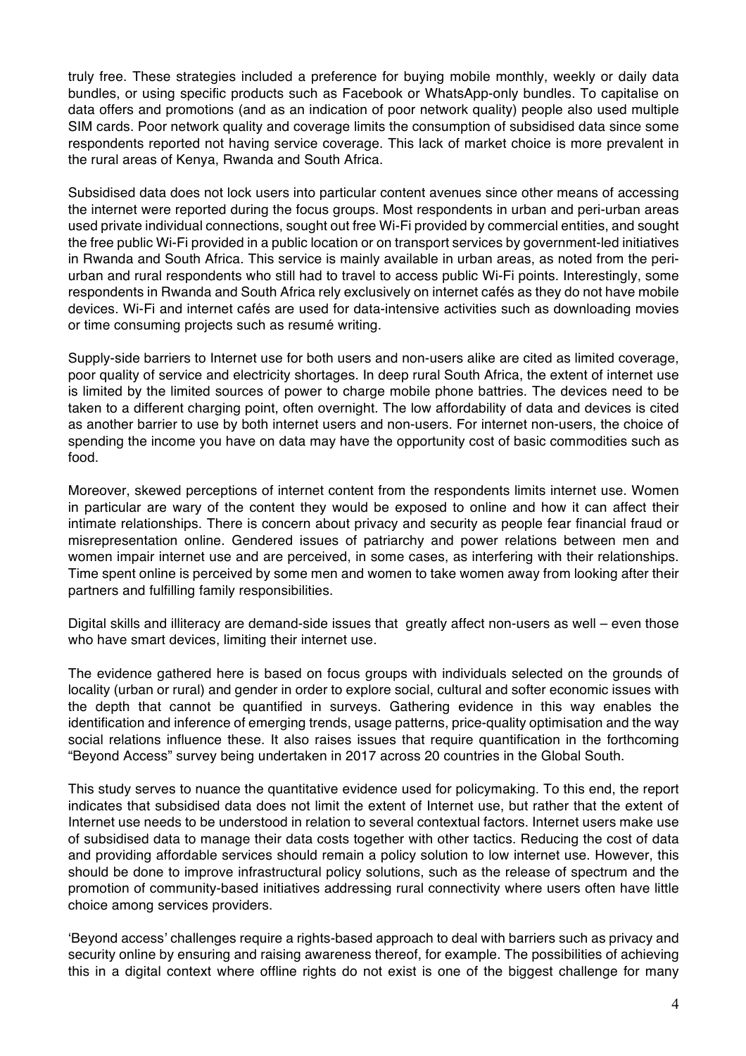truly free. These strategies included a preference for buying mobile monthly, weekly or daily data bundles, or using specific products such as Facebook or WhatsApp-only bundles. To capitalise on data offers and promotions (and as an indication of poor network quality) people also used multiple SIM cards. Poor network quality and coverage limits the consumption of subsidised data since some respondents reported not having service coverage. This lack of market choice is more prevalent in the rural areas of Kenya, Rwanda and South Africa.

Subsidised data does not lock users into particular content avenues since other means of accessing the internet were reported during the focus groups. Most respondents in urban and peri-urban areas used private individual connections, sought out free Wi-Fi provided by commercial entities, and sought the free public Wi-Fi provided in a public location or on transport services by government-led initiatives in Rwanda and South Africa. This service is mainly available in urban areas, as noted from the peri-urban and rural respondents who still had to travel to access public Wi-Fi points. Interestingly, some respondents in Rwanda and South Africa rely exclusively on internet cafés as they do not have mobile devices. Wi-Fi and internet cafés are used for data-intensive activities such as downloading movies or time consuming projects such as resumé writing.

Supply-side barriers to Internet use for both users and non-users alike are cited as limited coverage, poor quality of service and electricity shortages. In deep rural South Africa, the extent of internet use is limited by the limited sources of power to charge mobile phone battries. The devices need to be taken to a different charging point, often overnight. The low affordability of data and devices is cited as another barrier to use by both internet users and non-users. For internet non-users, the choice of spending the income you have on data may have the opportunity cost of basic commodities such as food.

Moreover, skewed perceptions of internet content from the respondents limits internet use. Women in particular are wary of the content they would be exposed to online and how it can affect their intimate relationships. There is concern about privacy and security as people fear financial fraud or misrepresentation online. Gendered issues of patriarchy and power relations between men and women impair internet use and are perceived, in some cases, as interfering with their relationships. Time spent online is perceived by some men and women to take women away from looking after their partners and fulfilling family responsibilities.

Digital skills and illiteracy are demand-side issues that greatly affect non-users as well – even those who have smart devices, limiting their internet use.

The evidence gathered here is based on focus groups with individuals selected on the grounds of locality (urban or rural) and gender in order to explore social, cultural and softer economic issues with the depth that cannot be quantified in surveys. Gathering evidence in this way enables the identification and inference of emerging trends, usage patterns, price-quality optimisation and the way social relations influence these. It also raises issues that require quantification in the forthcoming "Beyond Access" survey being undertaken in 2017 across 20 countries in the Global South.

This study serves to nuance the quantitative evidence used for policymaking. To this end, the report indicates that subsidised data does not limit the extent of Internet use, but rather that the extent of Internet use needs to be understood in relation to several contextual factors. Internet users make use of subsidised data to manage their data costs together with other tactics. Reducing the cost of data and providing affordable services should remain a policy solution to low internet use. However, this should be done to improve infrastructural policy solutions, such as the release of spectrum and the promotion of community-based initiatives addressing rural connectivity where users often have little choice among services providers.

'Beyond access' challenges require a rights-based approach to deal with barriers such as privacy and security online by ensuring and raising awareness thereof, for example. The possibilities of achieving this in a digital context where offline rights do not exist is one of the biggest challenge for many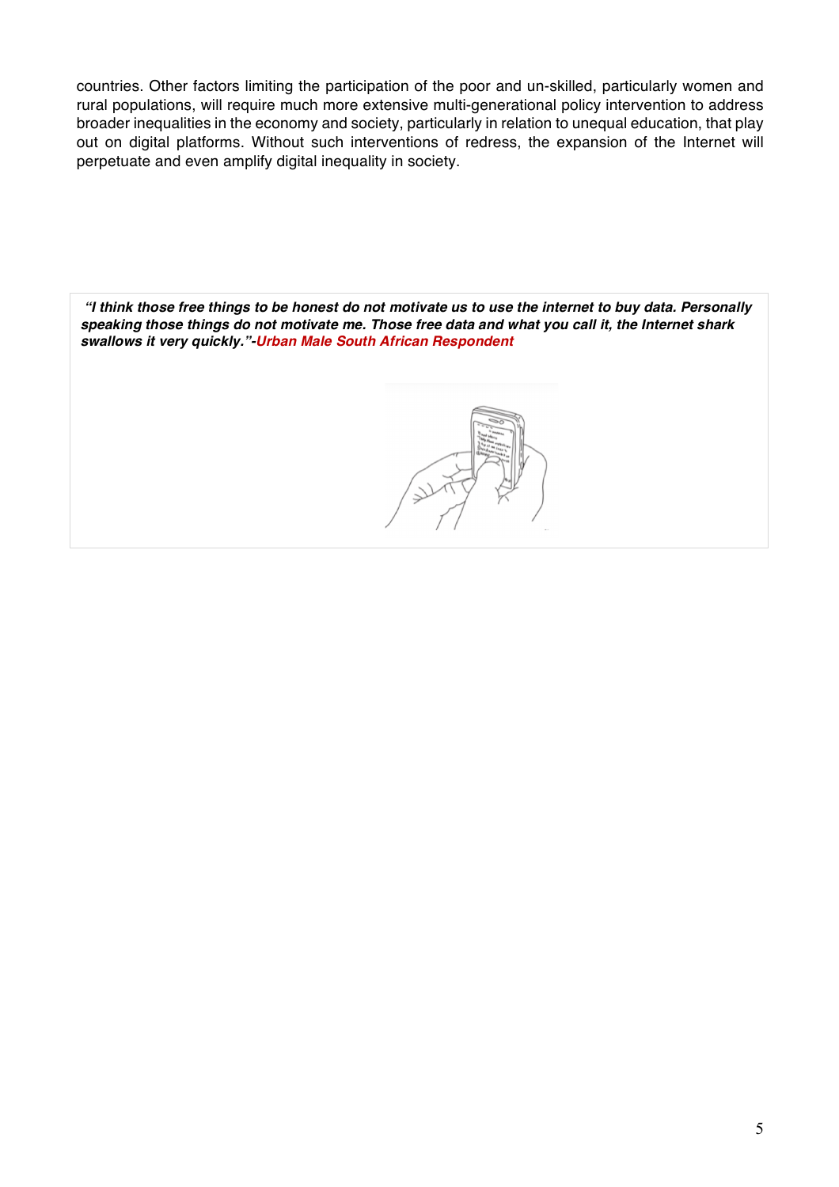countries. Other factors limiting the participation of the poor and un-skilled, particularly women and rural populations, will require much more extensive multi-generational policy intervention to address broader inequalities in the economy and society, particularly in relation to unequal education, that play out on digital platforms. Without such interventions of redress, the expansion of the Internet will perpetuate and even amplify digital inequality in society.

***"I think those free things to be honest do not motivate us to use the internet to buy data. Personally speaking those things do not motivate me. Those free data and what you call it, the Internet shark swallows it very quickly."-Urban Male South African Respondent***